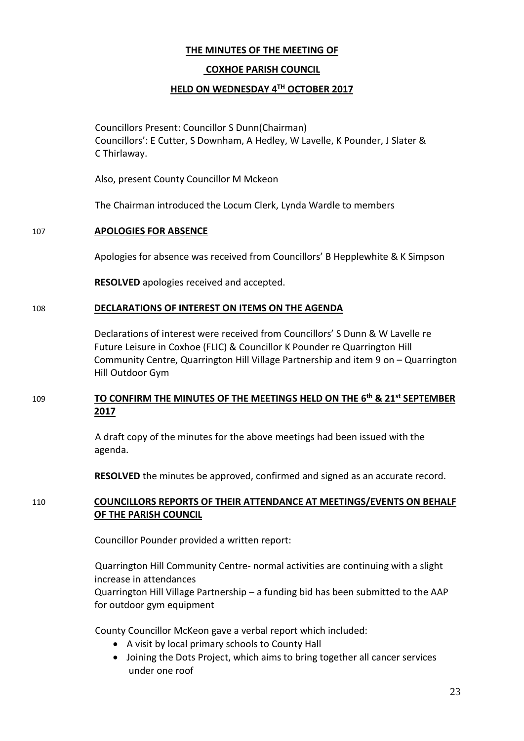**THE MINUTES OF THE MEETING OF**

**COXHOE PARISH COUNCIL**

**HELD ON WEDNESDAY 4TH OCTOBER 2017**

Councillors Present: Councillor S Dunn(Chairman)
Councillors': E Cutter, S Downham, A Hedley, W Lavelle, K Pounder, J Slater & C Thirlaway.

Also, present County Councillor M Mckeon

The Chairman introduced the Locum Clerk, Lynda Wardle to members

107 **APOLOGIES FOR ABSENCE**

Apologies for absence was received from Councillors' B Hepplewhite & K Simpson

**RESOLVED** apologies received and accepted.

108 **DECLARATIONS OF INTEREST ON ITEMS ON THE AGENDA**

Declarations of interest were received from Councillors' S Dunn & W Lavelle re Future Leisure in Coxhoe (FLIC) & Councillor K Pounder re Quarrington Hill Community Centre, Quarrington Hill Village Partnership and item 9 on – Quarrington Hill Outdoor Gym

109 **TO CONFIRM THE MINUTES OF THE MEETINGS HELD ON THE 6th & 21st SEPTEMBER 2017**

A draft copy of the minutes for the above meetings had been issued with the agenda.

**RESOLVED** the minutes be approved, confirmed and signed as an accurate record.

110 **COUNCILLORS REPORTS OF THEIR ATTENDANCE AT MEETINGS/EVENTS ON BEHALF OF THE PARISH COUNCIL**

Councillor Pounder provided a written report:

Quarrington Hill Community Centre- normal activities are continuing with a slight increase in attendances
Quarrington Hill Village Partnership – a funding bid has been submitted to the AAP for outdoor gym equipment

County Councillor McKeon gave a verbal report which included:

- A visit by local primary schools to County Hall
- Joining the Dots Project, which aims to bring together all cancer services under one roof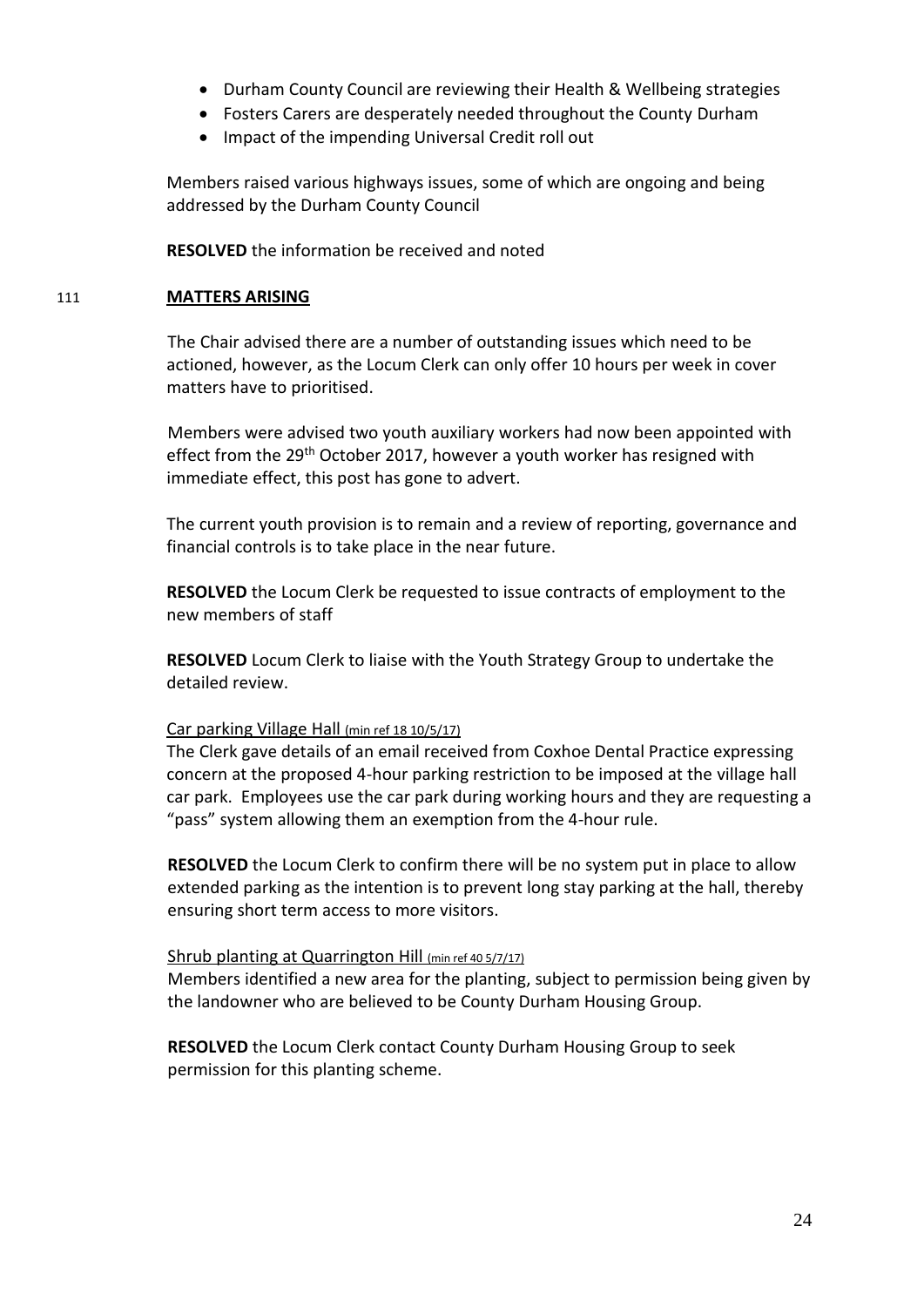- Durham County Council are reviewing their Health & Wellbeing strategies
- Fosters Carers are desperately needed throughout the County Durham
- Impact of the impending Universal Credit roll out

Members raised various highways issues, some of which are ongoing and being addressed by the Durham County Council

**RESOLVED** the information be received and noted

111 **MATTERS ARISING**

The Chair advised there are a number of outstanding issues which need to be actioned, however, as the Locum Clerk can only offer 10 hours per week in cover matters have to prioritised.

Members were advised two youth auxiliary workers had now been appointed with effect from the 29th October 2017, however a youth worker has resigned with immediate effect, this post has gone to advert.

The current youth provision is to remain and a review of reporting, governance and financial controls is to take place in the near future.

**RESOLVED** the Locum Clerk be requested to issue contracts of employment to the new members of staff

**RESOLVED** Locum Clerk to liaise with the Youth Strategy Group to undertake the detailed review.

Car parking Village Hall (min ref 18 10/5/17)

The Clerk gave details of an email received from Coxhoe Dental Practice expressing concern at the proposed 4-hour parking restriction to be imposed at the village hall car park. Employees use the car park during working hours and they are requesting a "pass" system allowing them an exemption from the 4-hour rule.

**RESOLVED** the Locum Clerk to confirm there will be no system put in place to allow extended parking as the intention is to prevent long stay parking at the hall, thereby ensuring short term access to more visitors.

Shrub planting at Quarrington Hill (min ref 40 5/7/17)

Members identified a new area for the planting, subject to permission being given by the landowner who are believed to be County Durham Housing Group.

**RESOLVED** the Locum Clerk contact County Durham Housing Group to seek permission for this planting scheme.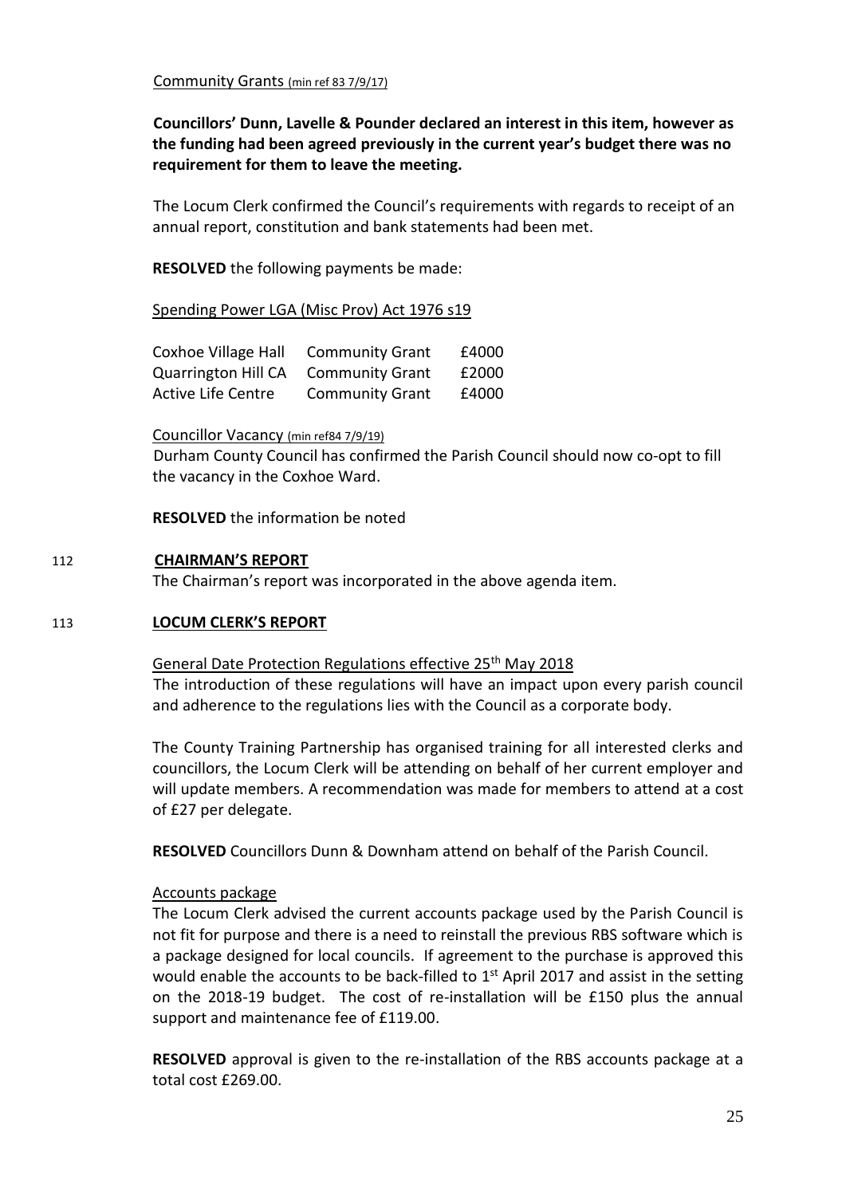Community Grants (min ref 83 7/9/17)

**Councillors' Dunn, Lavelle & Pounder declared an interest in this item, however as the funding had been agreed previously in the current year's budget there was no requirement for them to leave the meeting.**

The Locum Clerk confirmed the Council's requirements with regards to receipt of an annual report, constitution and bank statements had been met.

**RESOLVED** the following payments be made:

Spending Power LGA (Misc Prov) Act 1976 s19

| | | |
|---|---|---|
| Coxhoe Village Hall | Community Grant | £4000 |
| Quarrington Hill CA | Community Grant | £2000 |
| Active Life Centre | Community Grant | £4000 |

Councillor Vacancy (min ref84 7/9/19)

Durham County Council has confirmed the Parish Council should now co-opt to fill the vacancy in the Coxhoe Ward.

**RESOLVED** the information be noted

## 112 CHAIRMAN'S REPORT

The Chairman's report was incorporated in the above agenda item.

## 113 LOCUM CLERK'S REPORT

General Date Protection Regulations effective 25th May 2018

The introduction of these regulations will have an impact upon every parish council and adherence to the regulations lies with the Council as a corporate body.

The County Training Partnership has organised training for all interested clerks and councillors, the Locum Clerk will be attending on behalf of her current employer and will update members. A recommendation was made for members to attend at a cost of £27 per delegate.

**RESOLVED** Councillors Dunn & Downham attend on behalf of the Parish Council.

Accounts package

The Locum Clerk advised the current accounts package used by the Parish Council is not fit for purpose and there is a need to reinstall the previous RBS software which is a package designed for local councils. If agreement to the purchase is approved this would enable the accounts to be back-filled to 1st April 2017 and assist in the setting on the 2018-19 budget. The cost of re-installation will be £150 plus the annual support and maintenance fee of £119.00.

**RESOLVED** approval is given to the re-installation of the RBS accounts package at a total cost £269.00.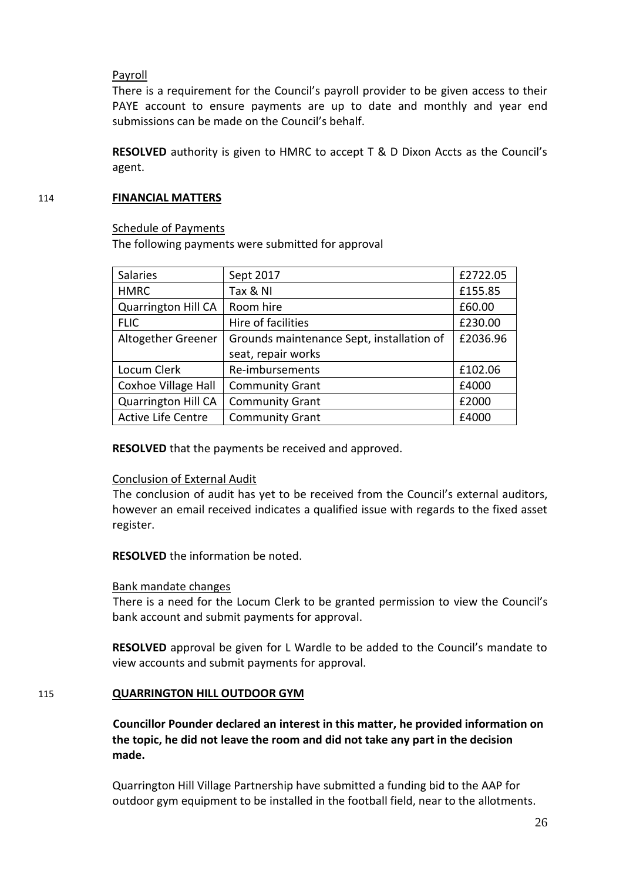Payroll

There is a requirement for the Council's payroll provider to be given access to their PAYE account to ensure payments are up to date and monthly and year end submissions can be made on the Council's behalf.

**RESOLVED** authority is given to HMRC to accept T & D Dixon Accts as the Council's agent.

## 114 FINANCIAL MATTERS

Schedule of Payments

The following payments were submitted for approval

| Salaries | Sept 2017 | £2722.05 |
|---|---|---|
| HMRC | Tax & NI | £155.85 |
| Quarrington Hill CA | Room hire | £60.00 |
| FLIC | Hire of facilities | £230.00 |
| Altogether Greener | Grounds maintenance Sept, installation of seat, repair works | £2036.96 |
| Locum Clerk | Re-imbursements | £102.06 |
| Coxhoe Village Hall | Community Grant | £4000 |
| Quarrington Hill CA | Community Grant | £2000 |
| Active Life Centre | Community Grant | £4000 |

**RESOLVED** that the payments be received and approved.

Conclusion of External Audit

The conclusion of audit has yet to be received from the Council's external auditors, however an email received indicates a qualified issue with regards to the fixed asset register.

**RESOLVED** the information be noted.

Bank mandate changes

There is a need for the Locum Clerk to be granted permission to view the Council's bank account and submit payments for approval.

**RESOLVED** approval be given for L Wardle to be added to the Council's mandate to view accounts and submit payments for approval.

## 115 QUARRINGTON HILL OUTDOOR GYM

**Councillor Pounder declared an interest in this matter, he provided information on the topic, he did not leave the room and did not take any part in the decision made.**

Quarrington Hill Village Partnership have submitted a funding bid to the AAP for outdoor gym equipment to be installed in the football field, near to the allotments.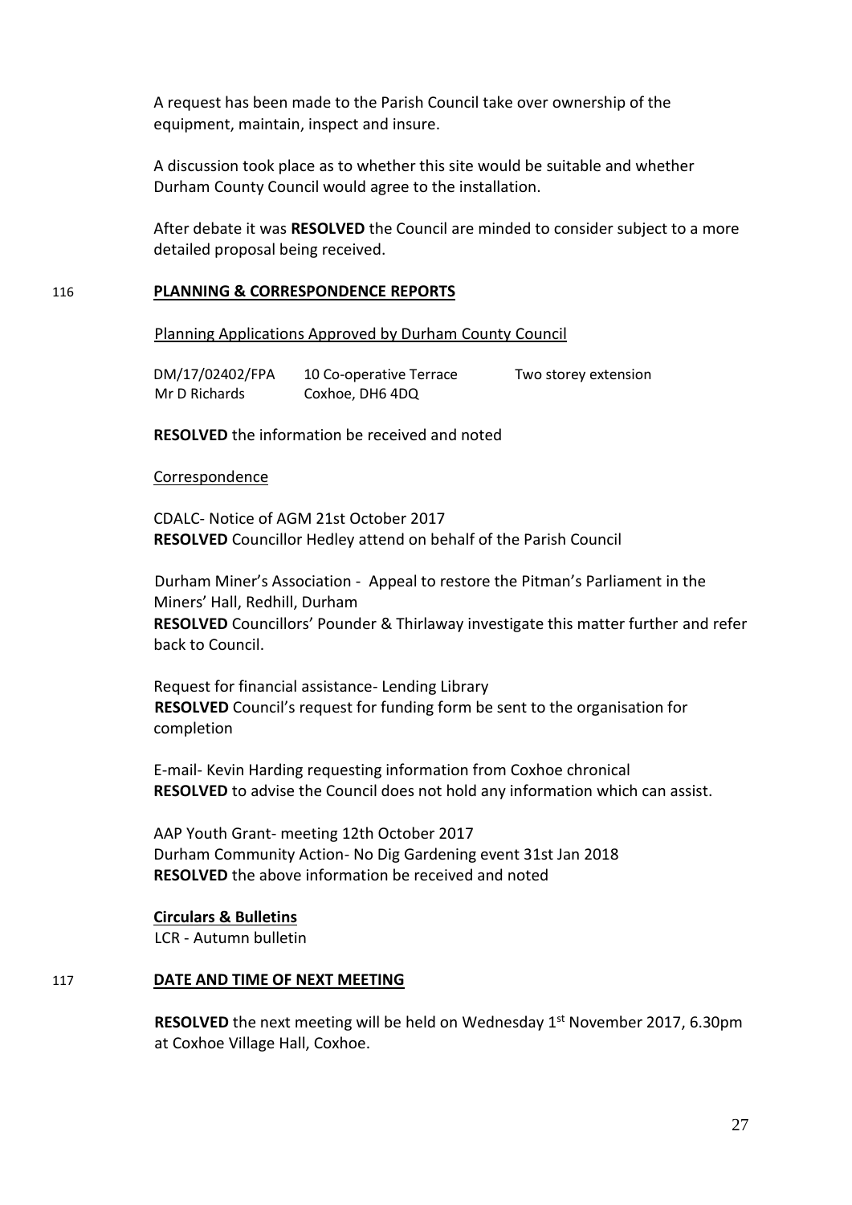A request has been made to the Parish Council take over ownership of the equipment, maintain, inspect and insure.

A discussion took place as to whether this site would be suitable and whether Durham County Council would agree to the installation.

After debate it was **RESOLVED** the Council are minded to consider subject to a more detailed proposal being received.

116 **PLANNING & CORRESPONDENCE REPORTS**

Planning Applications Approved by Durham County Council

| | | |
|---|---|---|
| DM/17/02402/FPA<br>Mr D Richards | 10 Co-operative Terrace<br>Coxhoe, DH6 4DQ | Two storey extension |

**RESOLVED** the information be received and noted

Correspondence

CDALC- Notice of AGM 21st October 2017
**RESOLVED** Councillor Hedley attend on behalf of the Parish Council

Durham Miner's Association - Appeal to restore the Pitman's Parliament in the Miners' Hall, Redhill, Durham
**RESOLVED** Councillors' Pounder & Thirlaway investigate this matter further and refer back to Council.

Request for financial assistance- Lending Library
**RESOLVED** Council's request for funding form be sent to the organisation for completion

E-mail- Kevin Harding requesting information from Coxhoe chronical
**RESOLVED** to advise the Council does not hold any information which can assist.

AAP Youth Grant- meeting 12th October 2017
Durham Community Action- No Dig Gardening event 31st Jan 2018
**RESOLVED** the above information be received and noted

**Circulars & Bulletins**
LCR - Autumn bulletin

117 **DATE AND TIME OF NEXT MEETING**

**RESOLVED** the next meeting will be held on Wednesday 1st November 2017, 6.30pm at Coxhoe Village Hall, Coxhoe.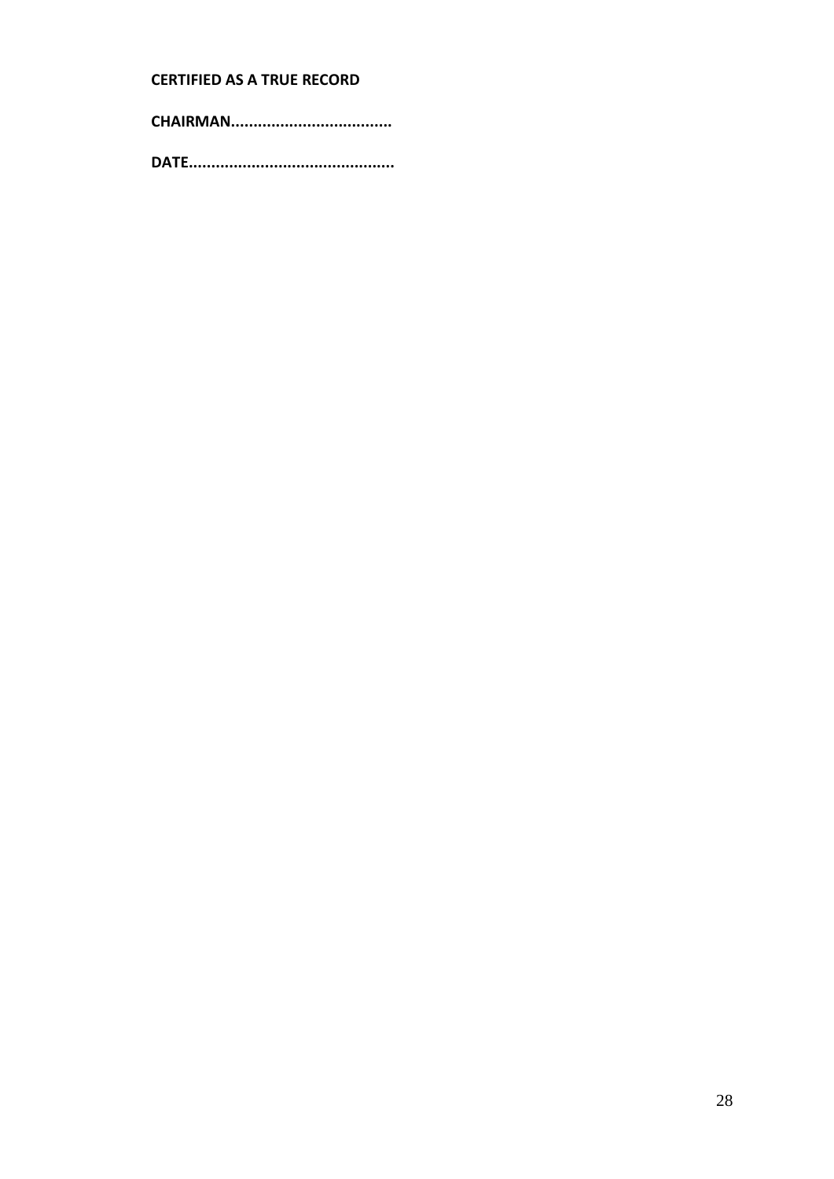**CERTIFIED AS A TRUE RECORD**

**CHAIRMAN....................................**

**DATE..............................................**